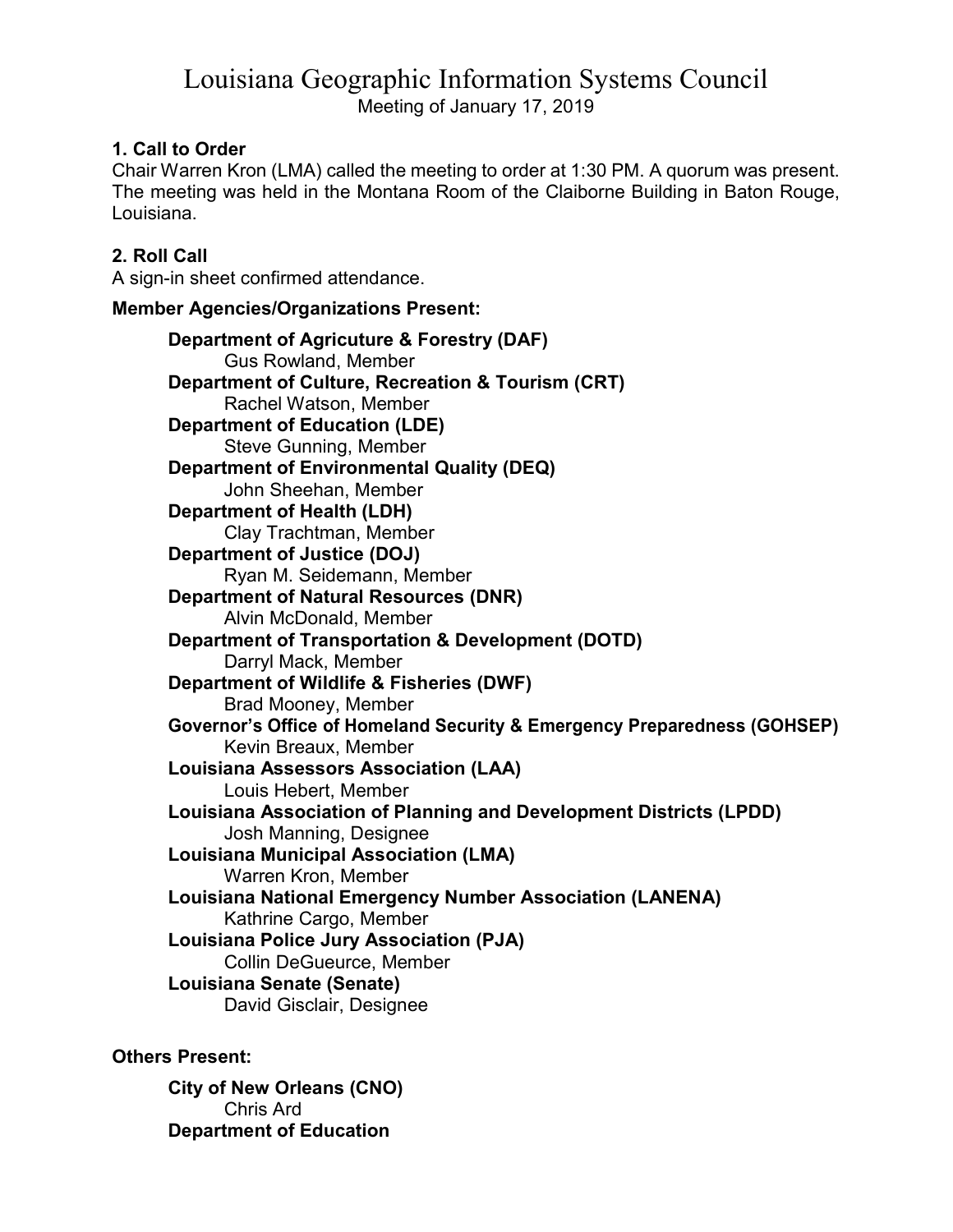# Louisiana Geographic Information Systems Council

Meeting of January 17, 2019

### 1. Call to Order

Chair Warren Kron (LMA) called the meeting to order at 1:30 PM. A quorum was present. The meeting was held in the Montana Room of the Claiborne Building in Baton Rouge, Louisiana.

### 2. Roll Call

A sign-in sheet confirmed attendance.

**Member Agencies/Organizations Present:**

**Department of Agricuture & Forestry (DAF)**
Gus Rowland, Member

**Department of Culture, Recreation & Tourism (CRT)**
Rachel Watson, Member

**Department of Education (LDE)**
Steve Gunning, Member

**Department of Environmental Quality (DEQ)**
John Sheehan, Member

**Department of Health (LDH)**
Clay Trachtman, Member

**Department of Justice (DOJ)**
Ryan M. Seidemann, Member

**Department of Natural Resources (DNR)**
Alvin McDonald, Member

**Department of Transportation & Development (DOTD)**
Darryl Mack, Member

**Department of Wildlife & Fisheries (DWF)**
Brad Mooney, Member

**Governor's Office of Homeland Security & Emergency Preparedness (GOHSEP)**
Kevin Breaux, Member

**Louisiana Assessors Association (LAA)**
Louis Hebert, Member

**Louisiana Association of Planning and Development Districts (LPDD)**
Josh Manning, Designee

**Louisiana Municipal Association (LMA)**
Warren Kron, Member

**Louisiana National Emergency Number Association (LANENA)**
Kathrine Cargo, Member

**Louisiana Police Jury Association (PJA)**
Collin DeGueurce, Member

**Louisiana Senate (Senate)**
David Gisclair, Designee

**Others Present:**

**City of New Orleans (CNO)**
Chris Ard

**Department of Education**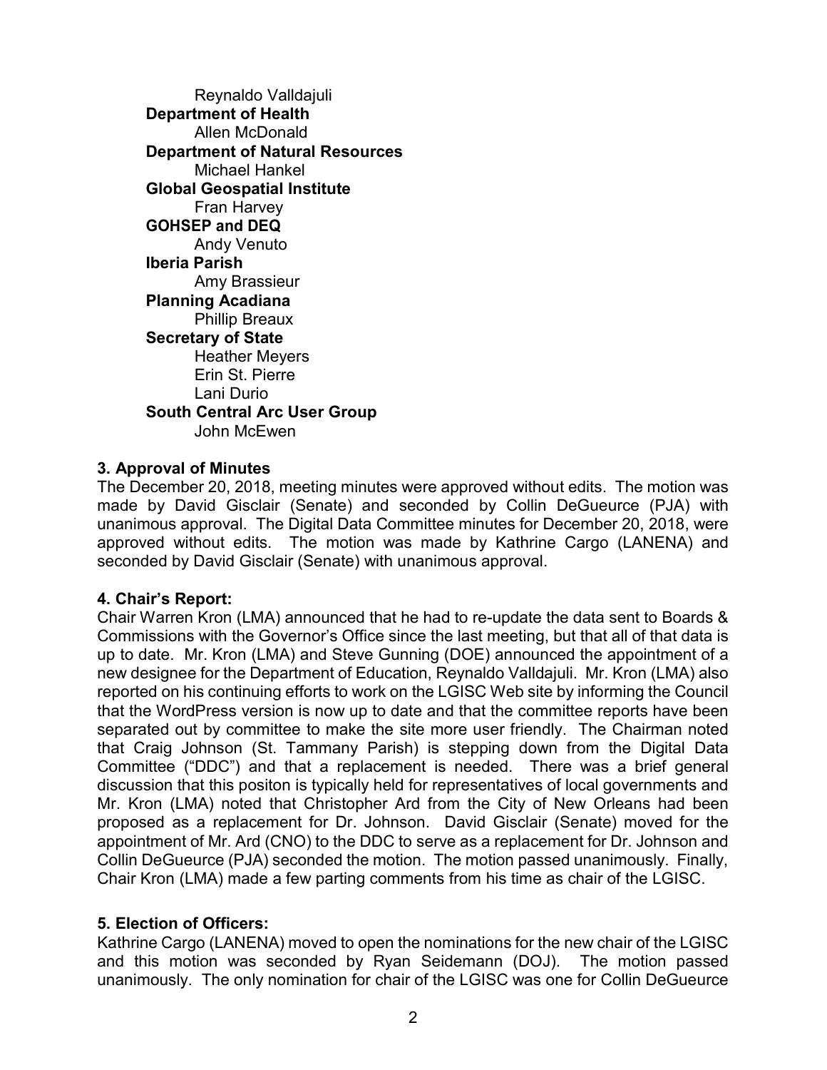Reynaldo Valldajuli

**Department of Health**

Allen McDonald

**Department of Natural Resources**

Michael Hankel

**Global Geospatial Institute**

Fran Harvey

**GOHSEP and DEQ**

Andy Venuto

**Iberia Parish**

Amy Brassieur

**Planning Acadiana**

Phillip Breaux

**Secretary of State**

Heather Meyers
Erin St. Pierre
Lani Durio

**South Central Arc User Group**

John McEwen

**3. Approval of Minutes**

The December 20, 2018, meeting minutes were approved without edits. The motion was made by David Gisclair (Senate) and seconded by Collin DeGueurce (PJA) with unanimous approval. The Digital Data Committee minutes for December 20, 2018, were approved without edits. The motion was made by Kathrine Cargo (LANENA) and seconded by David Gisclair (Senate) with unanimous approval.

**4. Chair's Report:**

Chair Warren Kron (LMA) announced that he had to re-update the data sent to Boards & Commissions with the Governor's Office since the last meeting, but that all of that data is up to date. Mr. Kron (LMA) and Steve Gunning (DOE) announced the appointment of a new designee for the Department of Education, Reynaldo Valldajuli. Mr. Kron (LMA) also reported on his continuing efforts to work on the LGISC Web site by informing the Council that the WordPress version is now up to date and that the committee reports have been separated out by committee to make the site more user friendly. The Chairman noted that Craig Johnson (St. Tammany Parish) is stepping down from the Digital Data Committee ("DDC") and that a replacement is needed. There was a brief general discussion that this positon is typically held for representatives of local governments and Mr. Kron (LMA) noted that Christopher Ard from the City of New Orleans had been proposed as a replacement for Dr. Johnson. David Gisclair (Senate) moved for the appointment of Mr. Ard (CNO) to the DDC to serve as a replacement for Dr. Johnson and Collin DeGueurce (PJA) seconded the motion. The motion passed unanimously. Finally, Chair Kron (LMA) made a few parting comments from his time as chair of the LGISC.

**5. Election of Officers:**

Kathrine Cargo (LANENA) moved to open the nominations for the new chair of the LGISC and this motion was seconded by Ryan Seidemann (DOJ). The motion passed unanimously. The only nomination for chair of the LGISC was one for Collin DeGueurce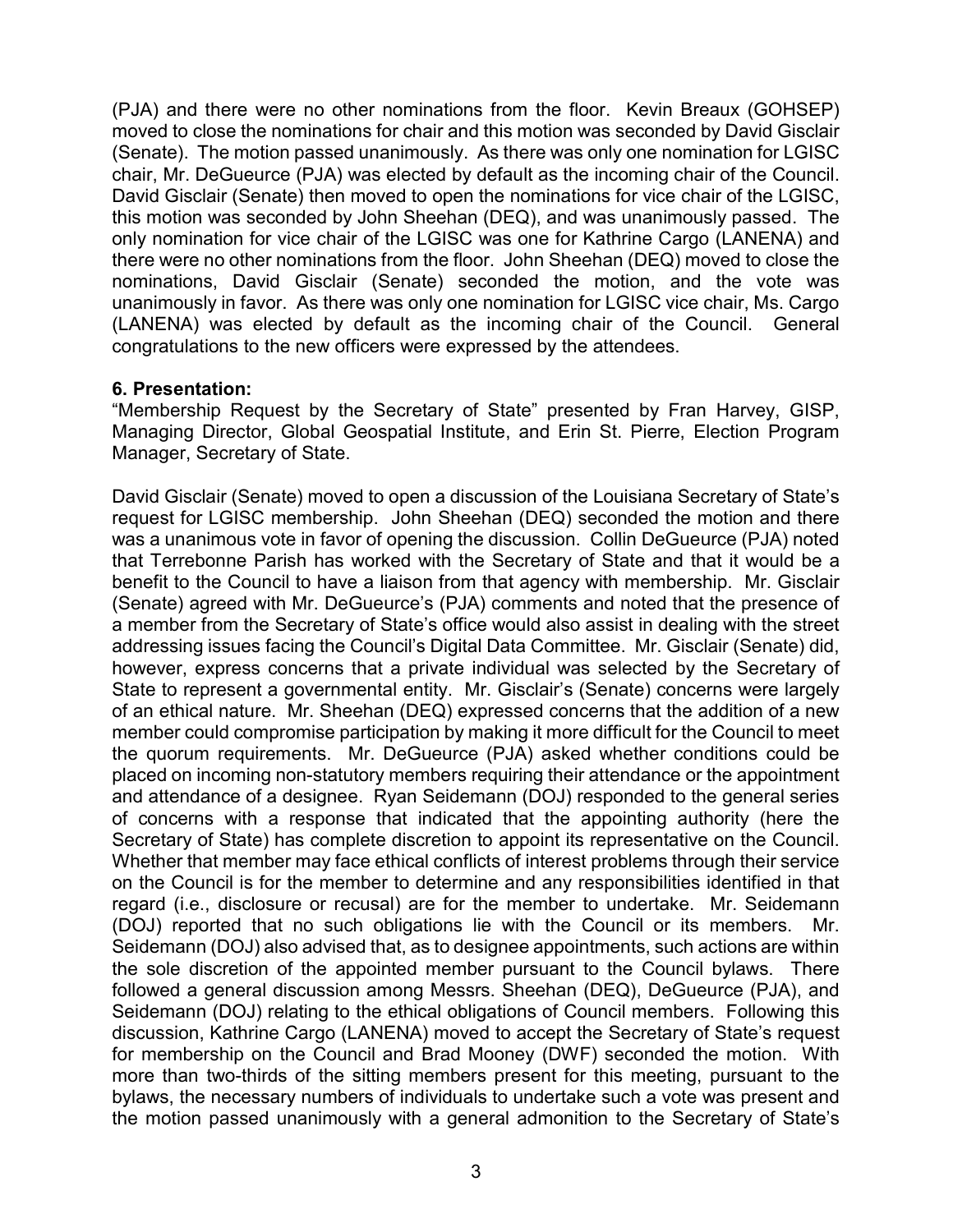(PJA) and there were no other nominations from the floor. Kevin Breaux (GOHSEP) moved to close the nominations for chair and this motion was seconded by David Gisclair (Senate). The motion passed unanimously. As there was only one nomination for LGISC chair, Mr. DeGueurce (PJA) was elected by default as the incoming chair of the Council. David Gisclair (Senate) then moved to open the nominations for vice chair of the LGISC, this motion was seconded by John Sheehan (DEQ), and was unanimously passed. The only nomination for vice chair of the LGISC was one for Kathrine Cargo (LANENA) and there were no other nominations from the floor. John Sheehan (DEQ) moved to close the nominations, David Gisclair (Senate) seconded the motion, and the vote was unanimously in favor. As there was only one nomination for LGISC vice chair, Ms. Cargo (LANENA) was elected by default as the incoming chair of the Council. General congratulations to the new officers were expressed by the attendees.

**6. Presentation:**

"Membership Request by the Secretary of State" presented by Fran Harvey, GISP, Managing Director, Global Geospatial Institute, and Erin St. Pierre, Election Program Manager, Secretary of State.

David Gisclair (Senate) moved to open a discussion of the Louisiana Secretary of State's request for LGISC membership. John Sheehan (DEQ) seconded the motion and there was a unanimous vote in favor of opening the discussion. Collin DeGueurce (PJA) noted that Terrebonne Parish has worked with the Secretary of State and that it would be a benefit to the Council to have a liaison from that agency with membership. Mr. Gisclair (Senate) agreed with Mr. DeGueurce's (PJA) comments and noted that the presence of a member from the Secretary of State's office would also assist in dealing with the street addressing issues facing the Council's Digital Data Committee. Mr. Gisclair (Senate) did, however, express concerns that a private individual was selected by the Secretary of State to represent a governmental entity. Mr. Gisclair's (Senate) concerns were largely of an ethical nature. Mr. Sheehan (DEQ) expressed concerns that the addition of a new member could compromise participation by making it more difficult for the Council to meet the quorum requirements. Mr. DeGueurce (PJA) asked whether conditions could be placed on incoming non-statutory members requiring their attendance or the appointment and attendance of a designee. Ryan Seidemann (DOJ) responded to the general series of concerns with a response that indicated that the appointing authority (here the Secretary of State) has complete discretion to appoint its representative on the Council. Whether that member may face ethical conflicts of interest problems through their service on the Council is for the member to determine and any responsibilities identified in that regard (i.e., disclosure or recusal) are for the member to undertake. Mr. Seidemann (DOJ) reported that no such obligations lie with the Council or its members. Mr. Seidemann (DOJ) also advised that, as to designee appointments, such actions are within the sole discretion of the appointed member pursuant to the Council bylaws. There followed a general discussion among Messrs. Sheehan (DEQ), DeGueurce (PJA), and Seidemann (DOJ) relating to the ethical obligations of Council members. Following this discussion, Kathrine Cargo (LANENA) moved to accept the Secretary of State's request for membership on the Council and Brad Mooney (DWF) seconded the motion. With more than two-thirds of the sitting members present for this meeting, pursuant to the bylaws, the necessary numbers of individuals to undertake such a vote was present and the motion passed unanimously with a general admonition to the Secretary of State's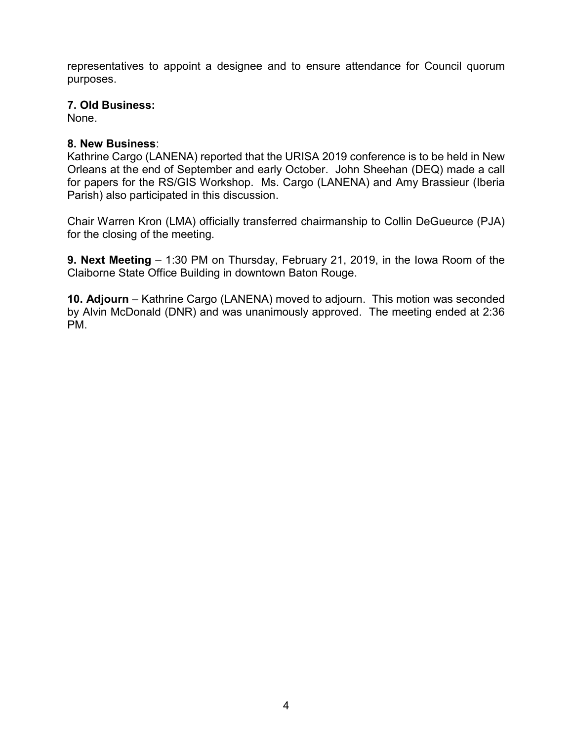representatives to appoint a designee and to ensure attendance for Council quorum purposes.

**7. Old Business:**
None.

**8. New Business**:
Kathrine Cargo (LANENA) reported that the URISA 2019 conference is to be held in New Orleans at the end of September and early October. John Sheehan (DEQ) made a call for papers for the RS/GIS Workshop. Ms. Cargo (LANENA) and Amy Brassieur (Iberia Parish) also participated in this discussion.

Chair Warren Kron (LMA) officially transferred chairmanship to Collin DeGueurce (PJA) for the closing of the meeting.

**9. Next Meeting** – 1:30 PM on Thursday, February 21, 2019, in the Iowa Room of the Claiborne State Office Building in downtown Baton Rouge.

**10. Adjourn** – Kathrine Cargo (LANENA) moved to adjourn. This motion was seconded by Alvin McDonald (DNR) and was unanimously approved. The meeting ended at 2:36 PM.